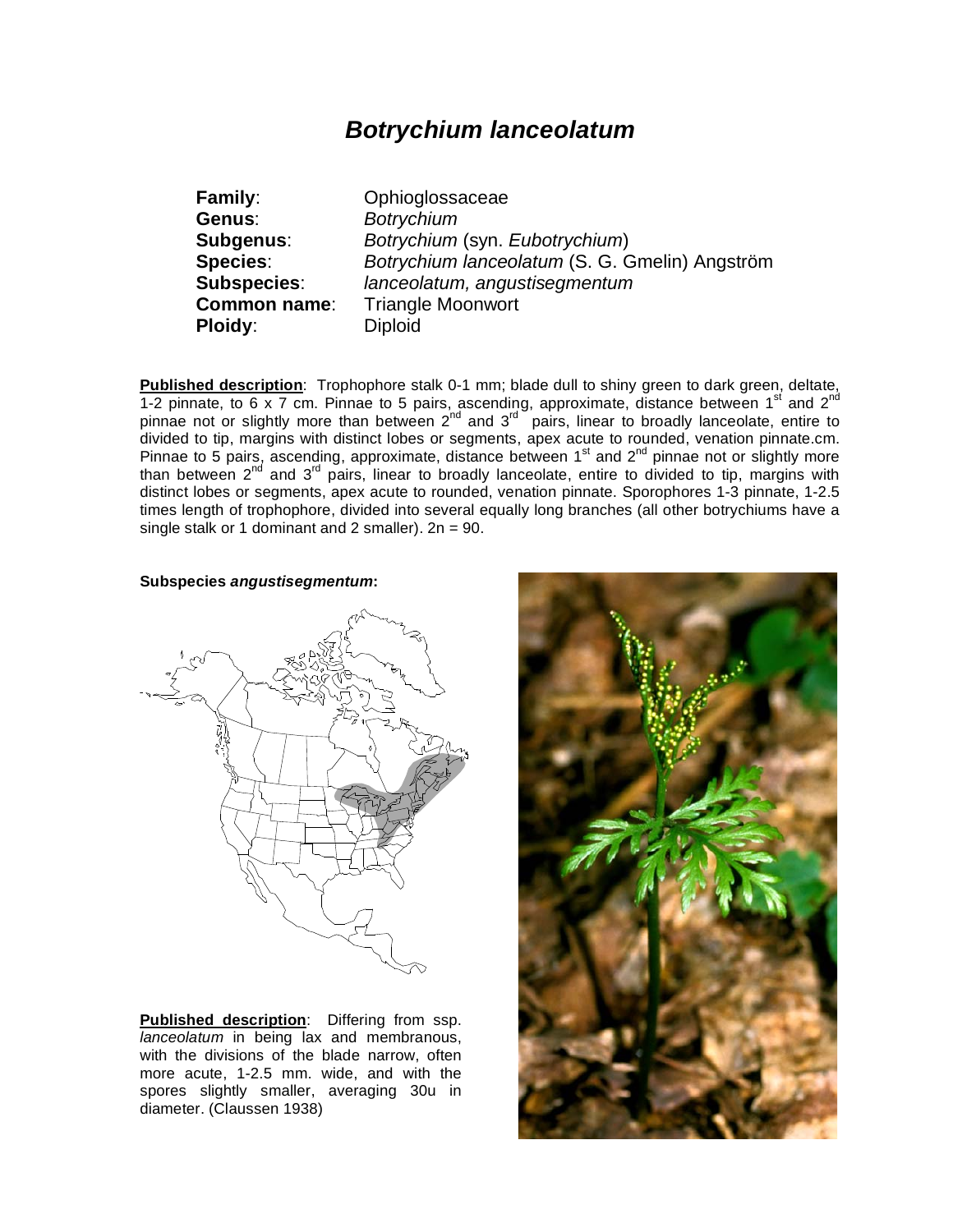# *Botrychium lanceolatum*

**Family**: Ophioglossaceae
**Genus**: *Botrychium*
**Subgenus**: *Botrychium* (syn. *Eubotrychium*)
**Species**: *Botrychium lanceolatum* (S. G. Gmelin) Angström
**Subspecies**: *lanceolatum, angustisegmentum*
**Common name**: Triangle Moonwort
**Ploidy**: Diploid

**Published description**: Trophophore stalk 0-1 mm; blade dull to shiny green to dark green, deltate, 1-2 pinnate, to 6 x 7 cm. Pinnae to 5 pairs, ascending, approximate, distance between 1st and 2nd pinnae not or slightly more than between 2nd and 3rd pairs, linear to broadly lanceolate, entire to divided to tip, margins with distinct lobes or segments, apex acute to rounded, venation pinnate.cm. Pinnae to 5 pairs, ascending, approximate, distance between 1st and 2nd pinnae not or slightly more than between 2nd and 3rd pairs, linear to broadly lanceolate, entire to divided to tip, margins with distinct lobes or segments, apex acute to rounded, venation pinnate. Sporophores 1-3 pinnate, 1-2.5 times length of trophophore, divided into several equally long branches (all other botrychiums have a single stalk or 1 dominant and 2 smaller). 2n = 90.

**Subspecies *angustisegmentum*:**

**Published description**: Differing from ssp. *lanceolatum* in being lax and membranous, with the divisions of the blade narrow, often more acute, 1-2.5 mm. wide, and with the spores slightly smaller, averaging 30u in diameter. (Claussen 1938)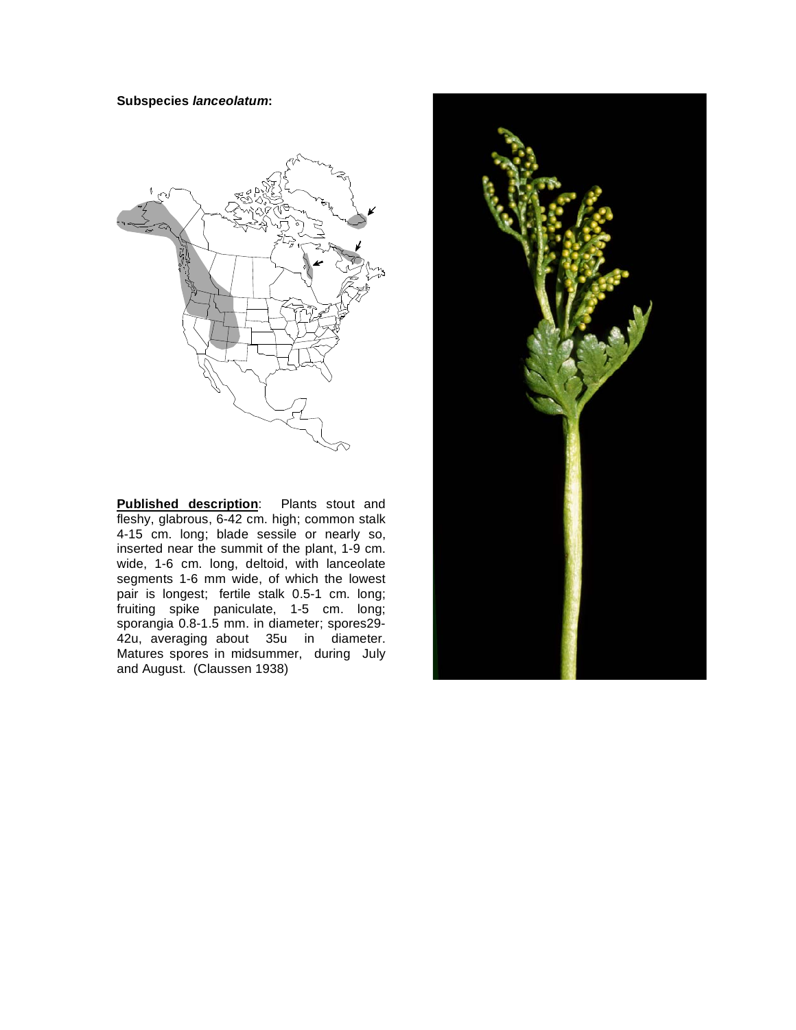**Subspecies *lanceolatum*:**

**Published description**: Plants stout and fleshy, glabrous, 6-42 cm. high; common stalk 4-15 cm. long; blade sessile or nearly so, inserted near the summit of the plant, 1-9 cm. wide, 1-6 cm. long, deltoid, with lanceolate segments 1-6 mm wide, of which the lowest pair is longest; fertile stalk 0.5-1 cm. long; fruiting spike paniculate, 1-5 cm. long; sporangia 0.8-1.5 mm. in diameter; spores29-42u, averaging about 35u in diameter. Matures spores in midsummer, during July and August. (Claussen 1938)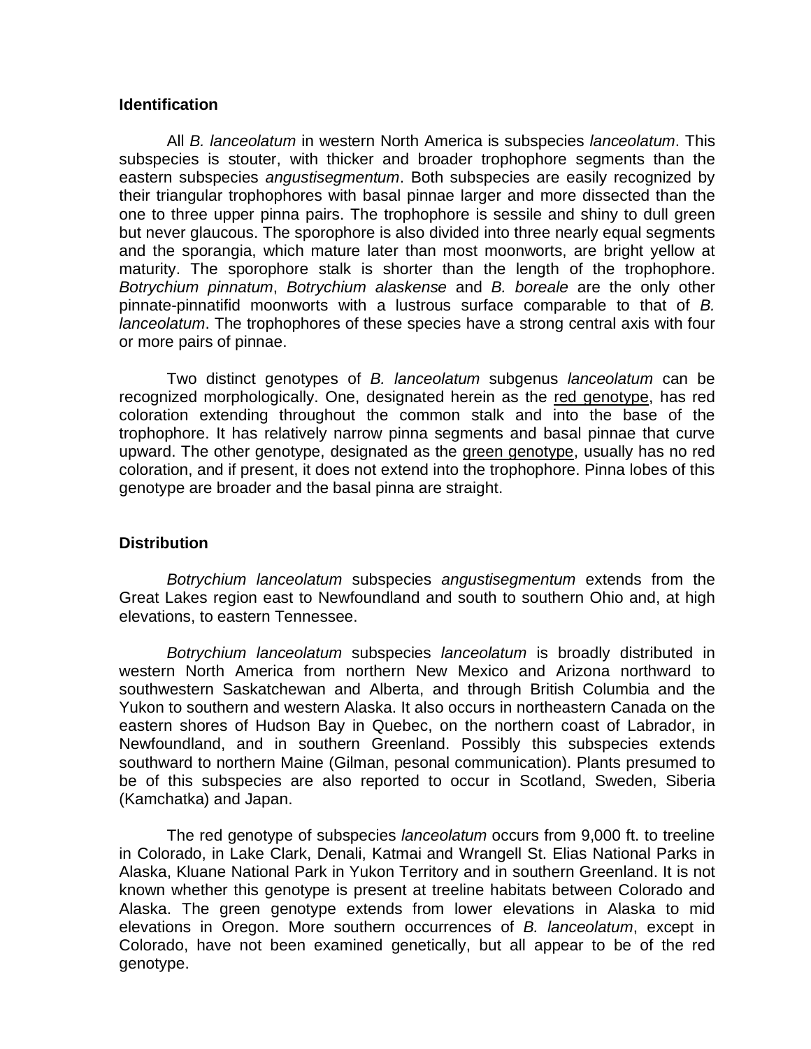## Identification

All *B. lanceolatum* in western North America is subspecies *lanceolatum*. This subspecies is stouter, with thicker and broader trophophore segments than the eastern subspecies *angustisegmentum*. Both subspecies are easily recognized by their triangular trophophores with basal pinnae larger and more dissected than the one to three upper pinna pairs. The trophophore is sessile and shiny to dull green but never glaucous. The sporophore is also divided into three nearly equal segments and the sporangia, which mature later than most moonworts, are bright yellow at maturity. The sporophore stalk is shorter than the length of the trophophore. *Botrychium pinnatum*, *Botrychium alaskense* and *B. boreale* are the only other pinnate-pinnatifid moonworts with a lustrous surface comparable to that of *B. lanceolatum*. The trophophores of these species have a strong central axis with four or more pairs of pinnae.

Two distinct genotypes of *B. lanceolatum* subgenus *lanceolatum* can be recognized morphologically. One, designated herein as the <u>red genotype</u>, has red coloration extending throughout the common stalk and into the base of the trophophore. It has relatively narrow pinna segments and basal pinnae that curve upward. The other genotype, designated as the <u>green genotype</u>, usually has no red coloration, and if present, it does not extend into the trophophore. Pinna lobes of this genotype are broader and the basal pinna are straight.

## Distribution

*Botrychium lanceolatum* subspecies *angustisegmentum* extends from the Great Lakes region east to Newfoundland and south to southern Ohio and, at high elevations, to eastern Tennessee.

*Botrychium lanceolatum* subspecies *lanceolatum* is broadly distributed in western North America from northern New Mexico and Arizona northward to southwestern Saskatchewan and Alberta, and through British Columbia and the Yukon to southern and western Alaska. It also occurs in northeastern Canada on the eastern shores of Hudson Bay in Quebec, on the northern coast of Labrador, in Newfoundland, and in southern Greenland. Possibly this subspecies extends southward to northern Maine (Gilman, pesonal communication). Plants presumed to be of this subspecies are also reported to occur in Scotland, Sweden, Siberia (Kamchatka) and Japan.

The red genotype of subspecies *lanceolatum* occurs from 9,000 ft. to treeline in Colorado, in Lake Clark, Denali, Katmai and Wrangell St. Elias National Parks in Alaska, Kluane National Park in Yukon Territory and in southern Greenland. It is not known whether this genotype is present at treeline habitats between Colorado and Alaska. The green genotype extends from lower elevations in Alaska to mid elevations in Oregon. More southern occurrences of *B. lanceolatum*, except in Colorado, have not been examined genetically, but all appear to be of the red genotype.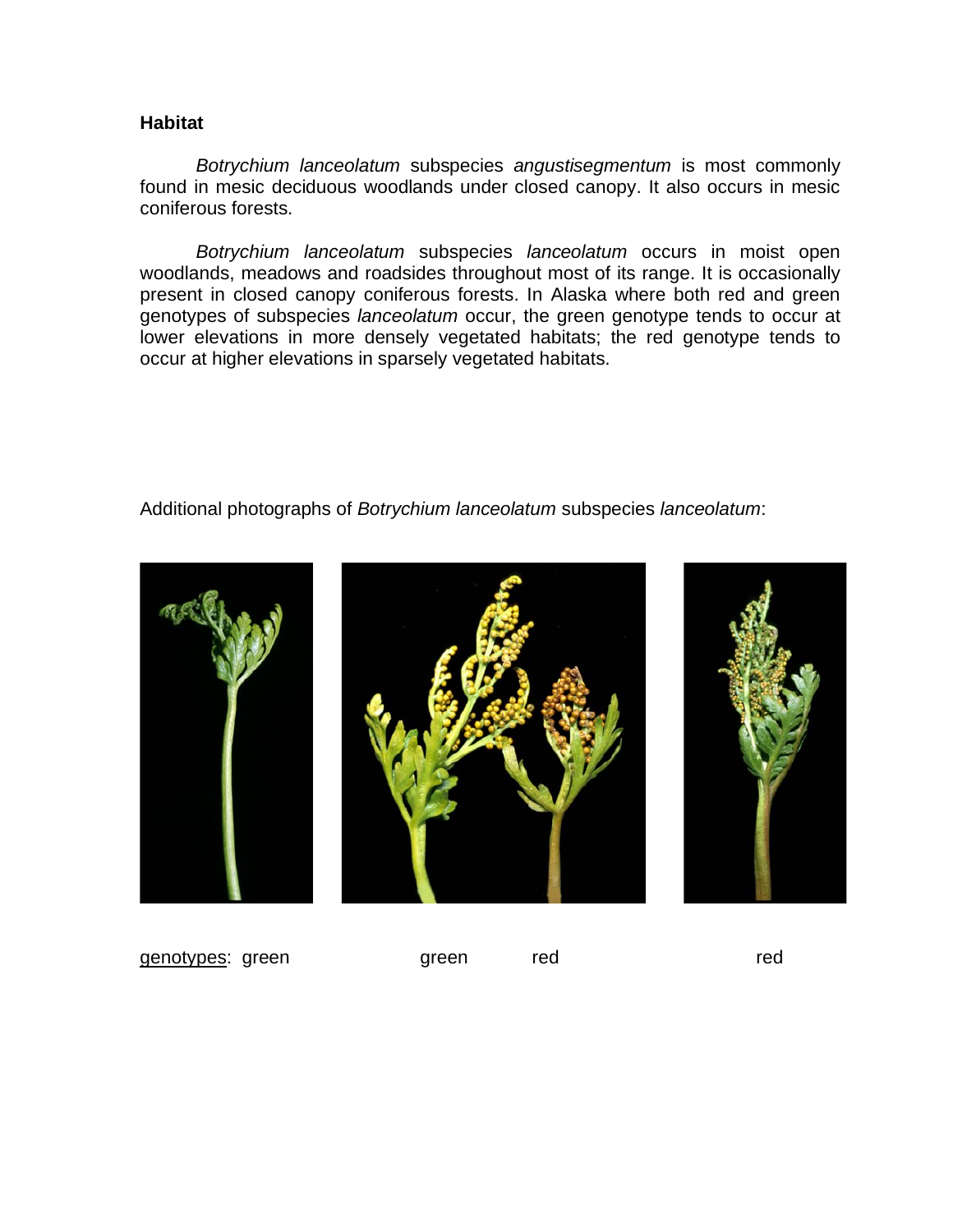**Habitat**

*Botrychium lanceolatum* subspecies *angustisegmentum* is most commonly found in mesic deciduous woodlands under closed canopy. It also occurs in mesic coniferous forests.

*Botrychium lanceolatum* subspecies *lanceolatum* occurs in moist open woodlands, meadows and roadsides throughout most of its range. It is occasionally present in closed canopy coniferous forests. In Alaska where both red and green genotypes of subspecies *lanceolatum* occur, the green genotype tends to occur at lower elevations in more densely vegetated habitats; the red genotype tends to occur at higher elevations in sparsely vegetated habitats.

Additional photographs of *Botrychium lanceolatum* subspecies *lanceolatum*:

genotypes: green green red red